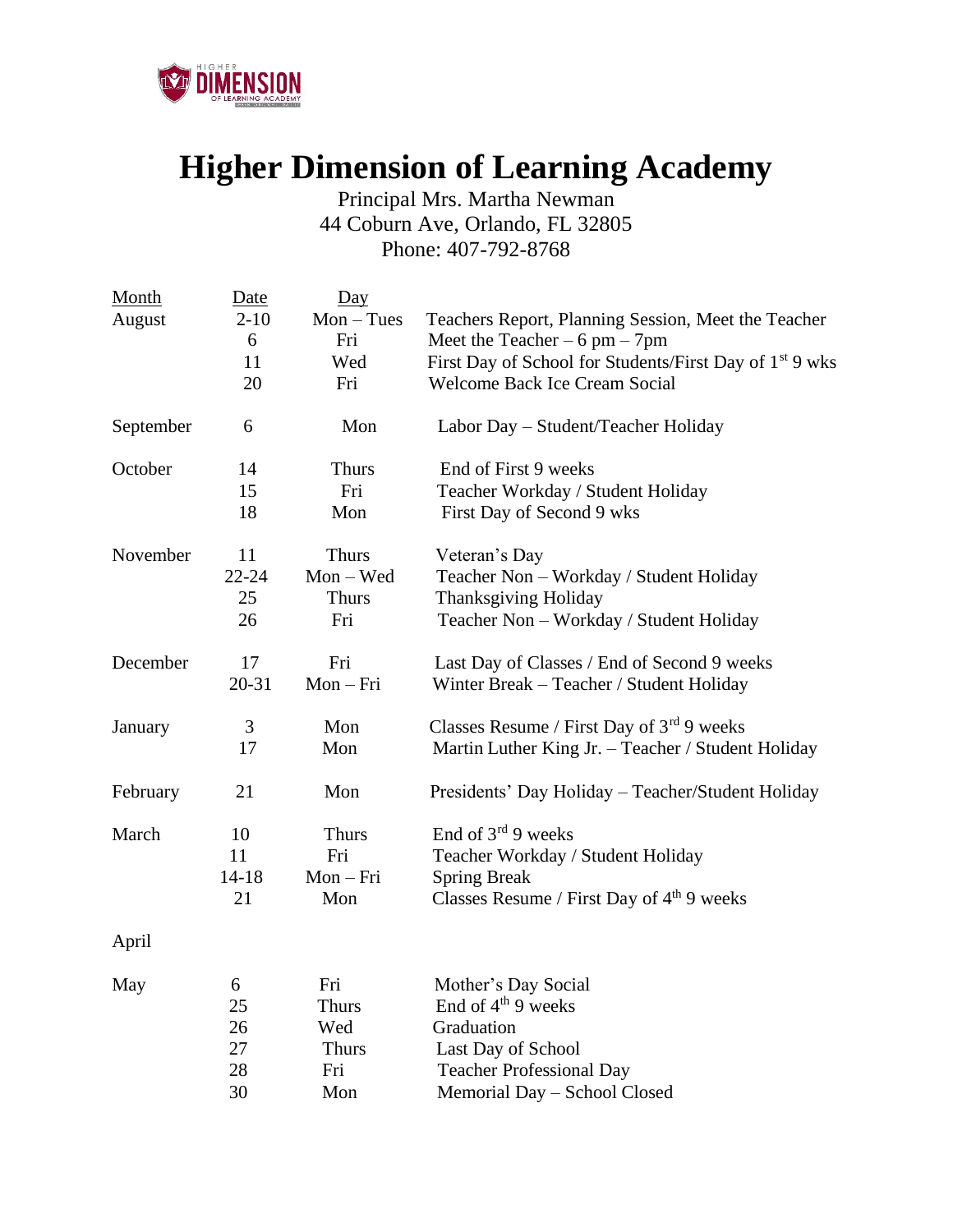# Higher Dimension of Learning Academy

Principal Mrs. Martha Newman
44 Coburn Ave, Orlando, FL 32805
Phone: 407-792-8768

| Month | Date | Day | |
|---|---|---|---|
| August | 2-10 | Mon – Tues | Teachers Report, Planning Session, Meet the Teacher |
| | 6 | Fri | Meet the Teacher – 6 pm – 7pm |
| | 11 | Wed | First Day of School for Students/First Day of 1st 9 wks |
| | 20 | Fri | Welcome Back Ice Cream Social |
| September | 6 | Mon | Labor Day – Student/Teacher Holiday |
| October | 14 | Thurs | End of First 9 weeks |
| | 15 | Fri | Teacher Workday / Student Holiday |
| | 18 | Mon | First Day of Second 9 wks |
| November | 11 | Thurs | Veteran's Day |
| | 22-24 | Mon – Wed | Teacher Non – Workday / Student Holiday |
| | 25 | Thurs | Thanksgiving Holiday |
| | 26 | Fri | Teacher Non – Workday / Student Holiday |
| December | 17 | Fri | Last Day of Classes / End of Second 9 weeks |
| | 20-31 | Mon – Fri | Winter Break – Teacher / Student Holiday |
| January | 3 | Mon | Classes Resume / First Day of 3rd 9 weeks |
| | 17 | Mon | Martin Luther King Jr. – Teacher / Student Holiday |
| February | 21 | Mon | Presidents' Day Holiday – Teacher/Student Holiday |
| March | 10 | Thurs | End of 3rd 9 weeks |
| | 11 | Fri | Teacher Workday / Student Holiday |
| | 14-18 | Mon – Fri | Spring Break |
| | 21 | Mon | Classes Resume / First Day of 4th 9 weeks |
| April | | | |
| May | 6 | Fri | Mother's Day Social |
| | 25 | Thurs | End of 4th 9 weeks |
| | 26 | Wed | Graduation |
| | 27 | Thurs | Last Day of School |
| | 28 | Fri | Teacher Professional Day |
| | 30 | Mon | Memorial Day – School Closed |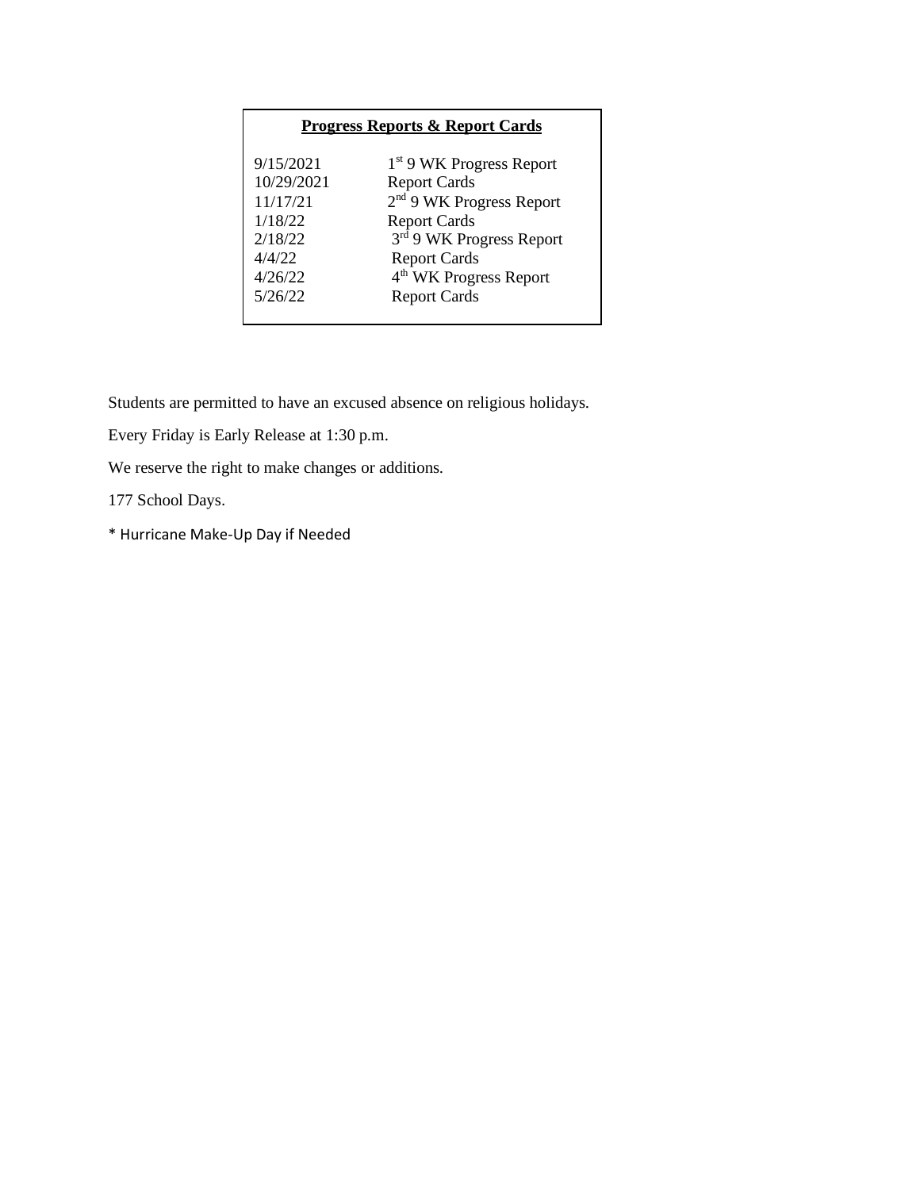| Progress Reports & Report Cards | |
|---|---|
| 9/15/2021 | 1st 9 WK Progress Report |
| 10/29/2021 | Report Cards |
| 11/17/21 | 2nd 9 WK Progress Report |
| 1/18/22 | Report Cards |
| 2/18/22 | 3rd 9 WK Progress Report |
| 4/4/22 | Report Cards |
| 4/26/22 | 4th WK Progress Report |
| 5/26/22 | Report Cards |

Students are permitted to have an excused absence on religious holidays.

Every Friday is Early Release at 1:30 p.m.

We reserve the right to make changes or additions.

177 School Days.

* Hurricane Make-Up Day if Needed